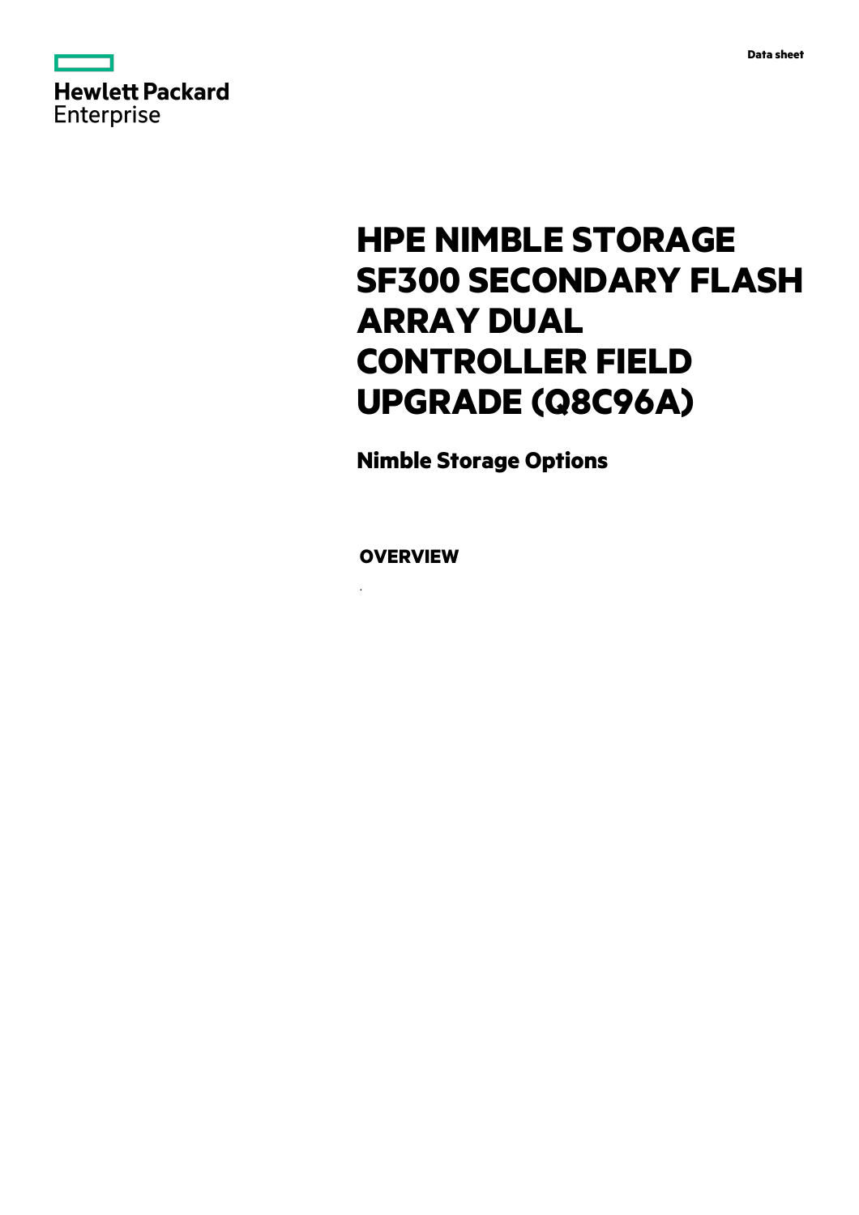Data sheet

# HPE NIMBLE STORAGE SF300 SECONDARY FLASH ARRAY DUAL CONTROLLER FIELD UPGRADE (Q8C96A)

## Nimble Storage Options

### OVERVIEW

.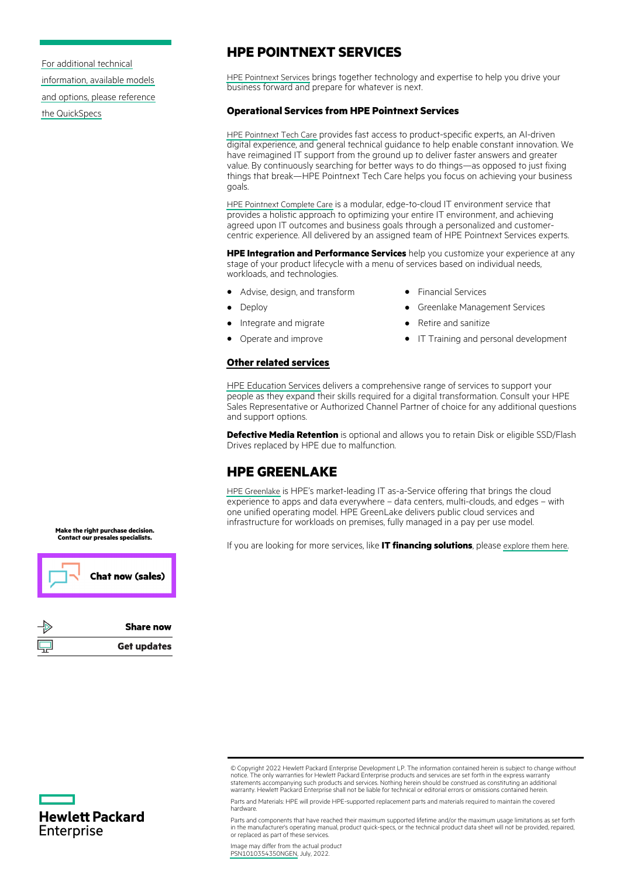For additional technical information, available models and options, please reference the QuickSpecs

# HPE POINTNEXT SERVICES

HPE Pointnext Services brings together technology and expertise to help you drive your business forward and prepare for whatever is next.

### Operational Services from HPE Pointnext Services

HPE Pointnext Tech Care provides fast access to product-specific experts, an AI-driven digital experience, and general technical guidance to help enable constant innovation. We have reimagined IT support from the ground up to deliver faster answers and greater value. By continuously searching for better ways to do things—as opposed to just fixing things that break—HPE Pointnext Tech Care helps you focus on achieving your business goals.

HPE Pointnext Complete Care is a modular, edge-to-cloud IT environment service that provides a holistic approach to optimizing your entire IT environment, and achieving agreed upon IT outcomes and business goals through a personalized and customer-centric experience. All delivered by an assigned team of HPE Pointnext Services experts.

**HPE Integration and Performance Services** help you customize your experience at any stage of your product lifecycle with a menu of services based on individual needs, workloads, and technologies.

- Advise, design, and transform
- Deploy
- Integrate and migrate
- Operate and improve
- Financial Services
- Greenlake Management Services
- Retire and sanitize
- IT Training and personal development

### Other related services

HPE Education Services delivers a comprehensive range of services to support your people as they expand their skills required for a digital transformation. Consult your HPE Sales Representative or Authorized Channel Partner of choice for any additional questions and support options.

**Defective Media Retention** is optional and allows you to retain Disk or eligible SSD/Flash Drives replaced by HPE due to malfunction.

# HPE GREENLAKE

HPE Greenlake is HPE's market-leading IT as-a-Service offering that brings the cloud experience to apps and data everywhere – data centers, multi-clouds, and edges – with one unified operating model. HPE GreenLake delivers public cloud services and infrastructure for workloads on premises, fully managed in a pay per use model.

If you are looking for more services, like **IT financing solutions**, please explore them here.

**Make the right purchase decision. Contact our presales specialists.**

**Chat now (sales)**

**Share now**

**Get updates**

Hewlett Packard Enterprise

© Copyright 2022 Hewlett Packard Enterprise Development LP. The information contained herein is subject to change without notice. The only warranties for Hewlett Packard Enterprise products and services are set forth in the express warranty statements accompanying such products and services. Nothing herein should be construed as constituting an additional warranty. Hewlett Packard Enterprise shall not be liable for technical or editorial errors or omissions contained herein.

Parts and Materials: HPE will provide HPE-supported replacement parts and materials required to maintain the covered hardware.

Parts and components that have reached their maximum supported lifetime and/or the maximum usage limitations as set forth in the manufacturer's operating manual, product quick-specs, or the technical product data sheet will not be provided, repaired, or replaced as part of these services.

Image may differ from the actual product

PSN1010354350NGEN, July, 2022.